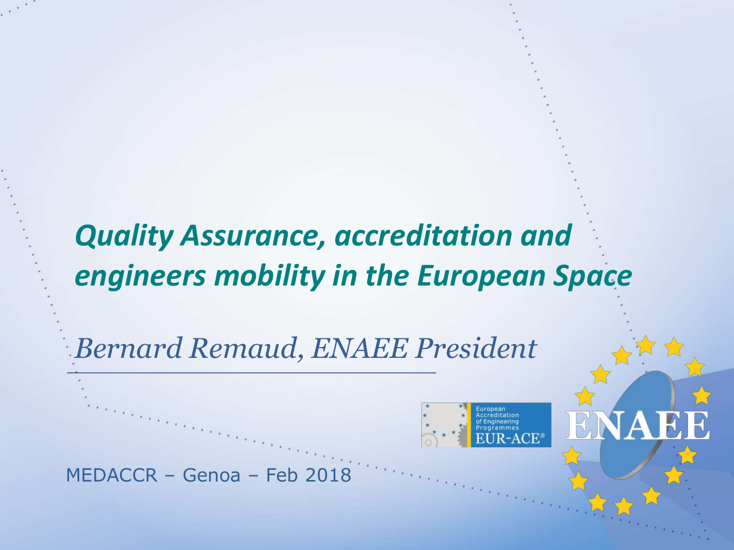# *Quality Assurance, accreditation and engineers mobility in the European Space*

*Bernard Remaud, ENAEE President*

European Accreditation of Engineering Programmes EUR-ACE®

ENAEE

MEDACCR – Genoa – Feb 2018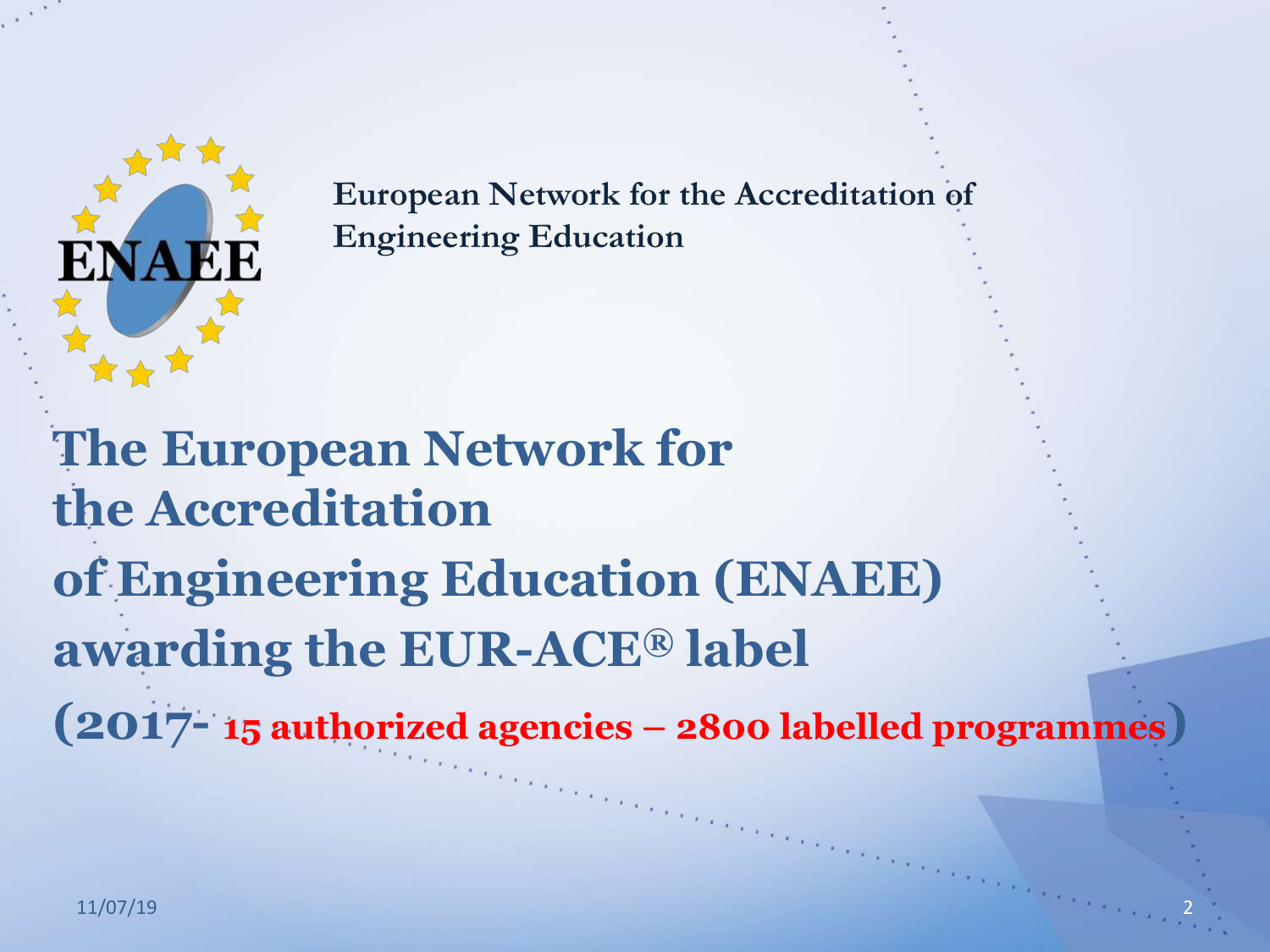ENAEE

European Network for the Accreditation of Engineering Education

# The European Network for the Accreditation of Engineering Education (ENAEE) awarding the EUR-ACE® label

**(2017- 15 authorized agencies – 2800 labelled programmes)**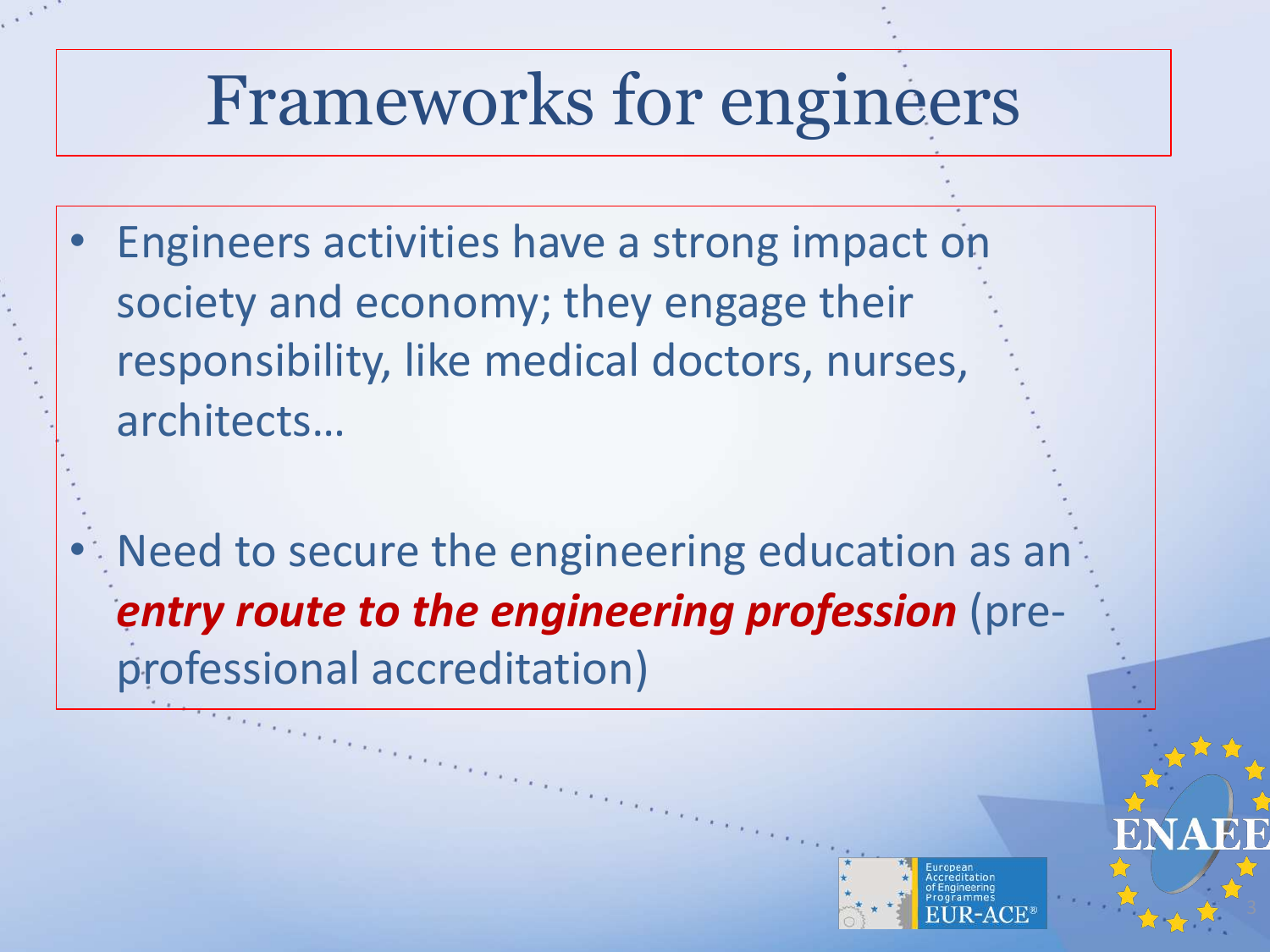# Frameworks for engineers

- Engineers activities have a strong impact on society and economy; they engage their responsibility, like medical doctors, nurses, architects…

- Need to secure the engineering education as an ***entry route to the engineering profession*** (pre-professional accreditation)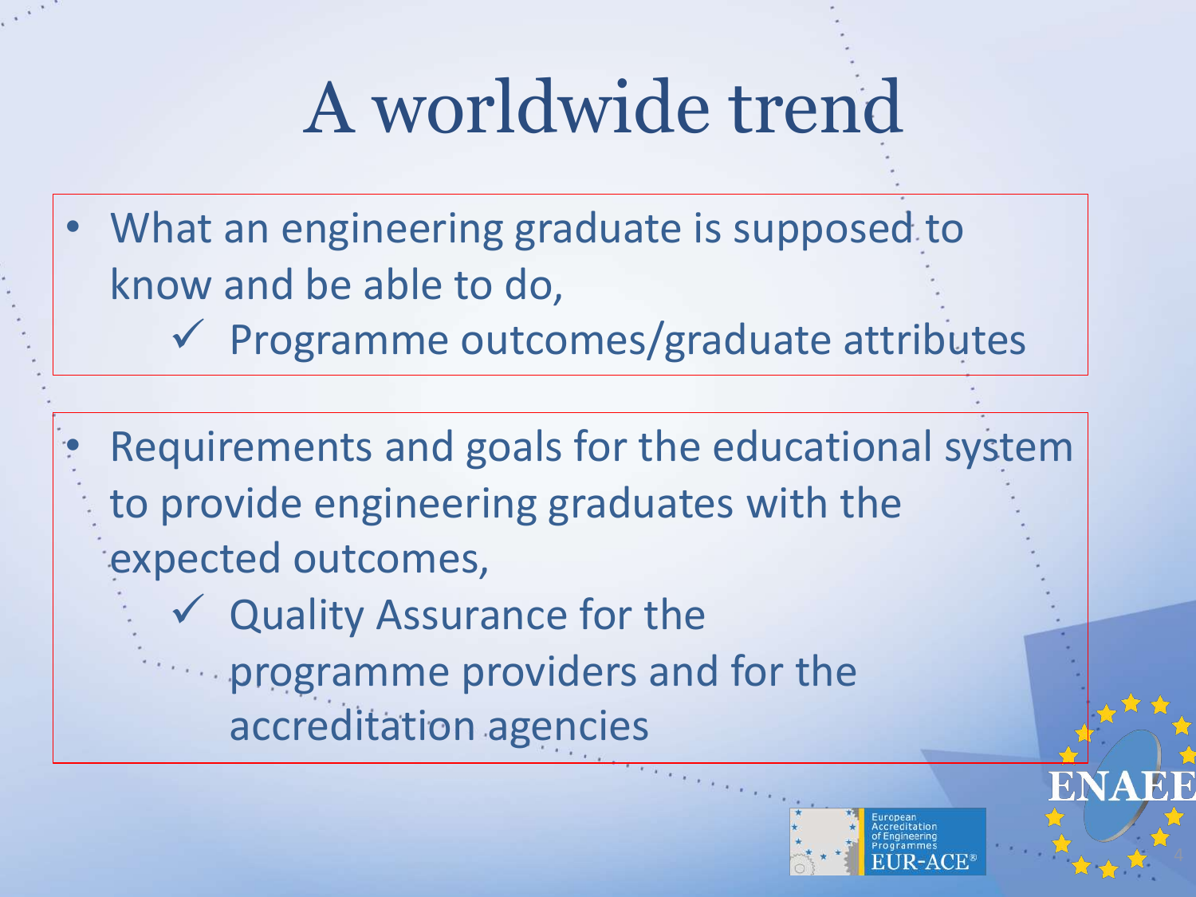# A worldwide trend

- What an engineering graduate is supposed to know and be able to do,
  - ✓ Programme outcomes/graduate attributes

- Requirements and goals for the educational system to provide engineering graduates with the expected outcomes,
  - ✓ Quality Assurance for the programme providers and for the accreditation agencies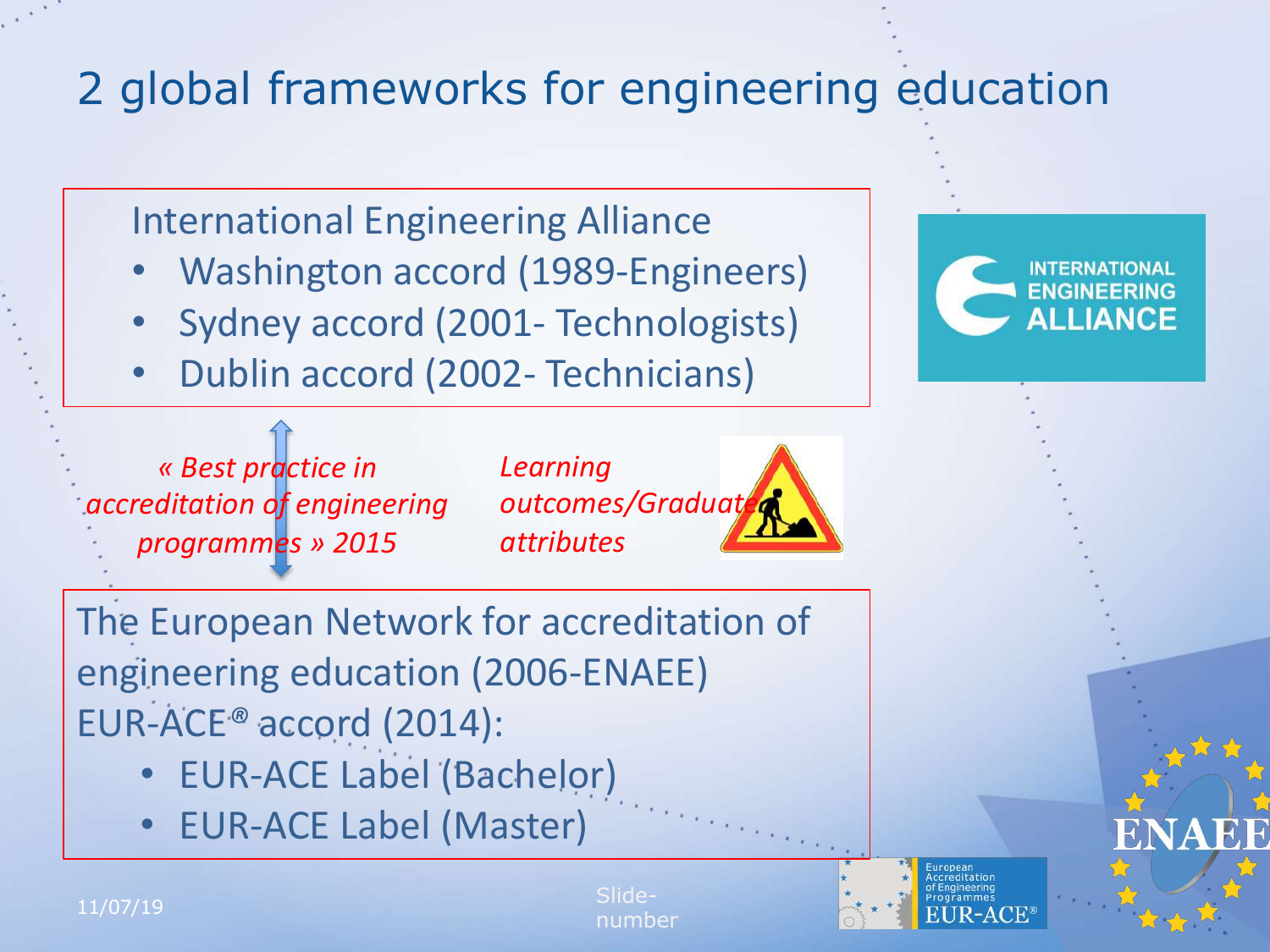# 2 global frameworks for engineering education

International Engineering Alliance

- Washington accord (1989-Engineers)
- Sydney accord (2001- Technologists)
- Dublin accord (2002- Technicians)

*« Best practice in accreditation of engineering programmes » 2015*

*Learning outcomes/Graduate attributes*

The European Network for accreditation of engineering education (2006-ENAEE)

EUR-ACE® accord (2014):

- EUR-ACE Label (Bachelor)
- EUR-ACE Label (Master)

11/07/19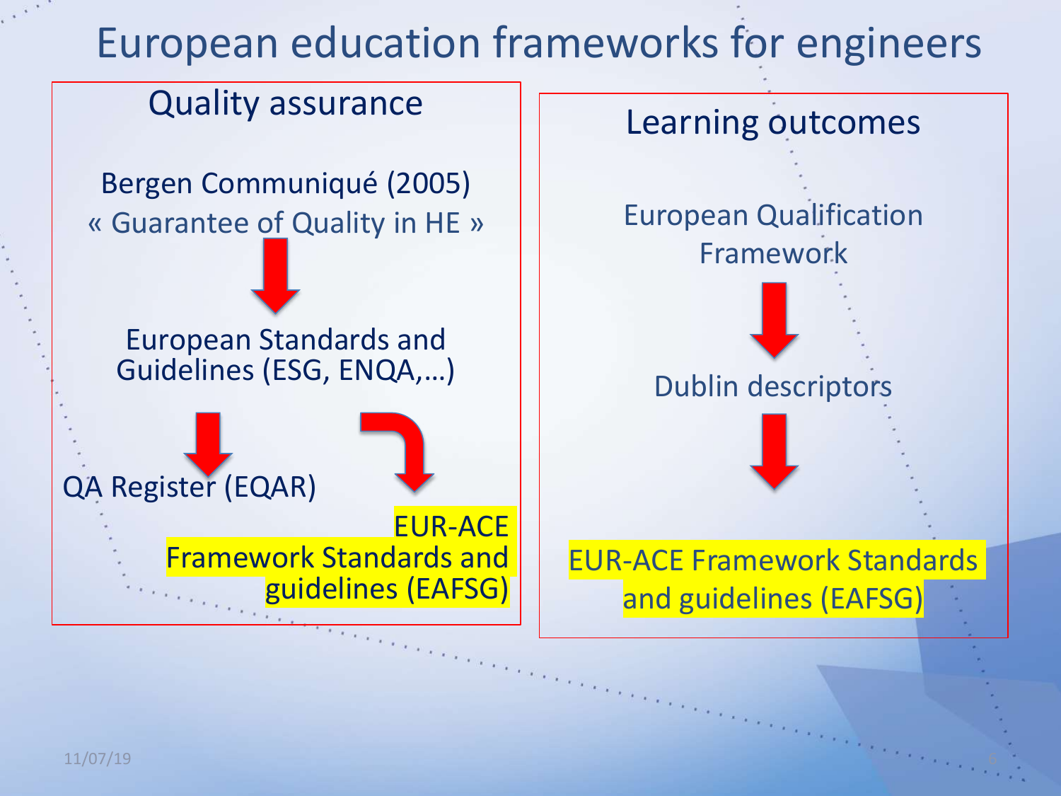# European education frameworks for engineers

## Quality assurance

Bergen Communiqué (2005)
« Guarantee of Quality in HE »

↓

European Standards and Guidelines (ESG, ENQA,…)

↓

- QA Register (EQAR)
- EUR-ACE Framework Standards and guidelines (EAFSG)

## Learning outcomes

European Qualification Framework

↓

Dublin descriptors

↓

EUR-ACE Framework Standards and guidelines (EAFSG)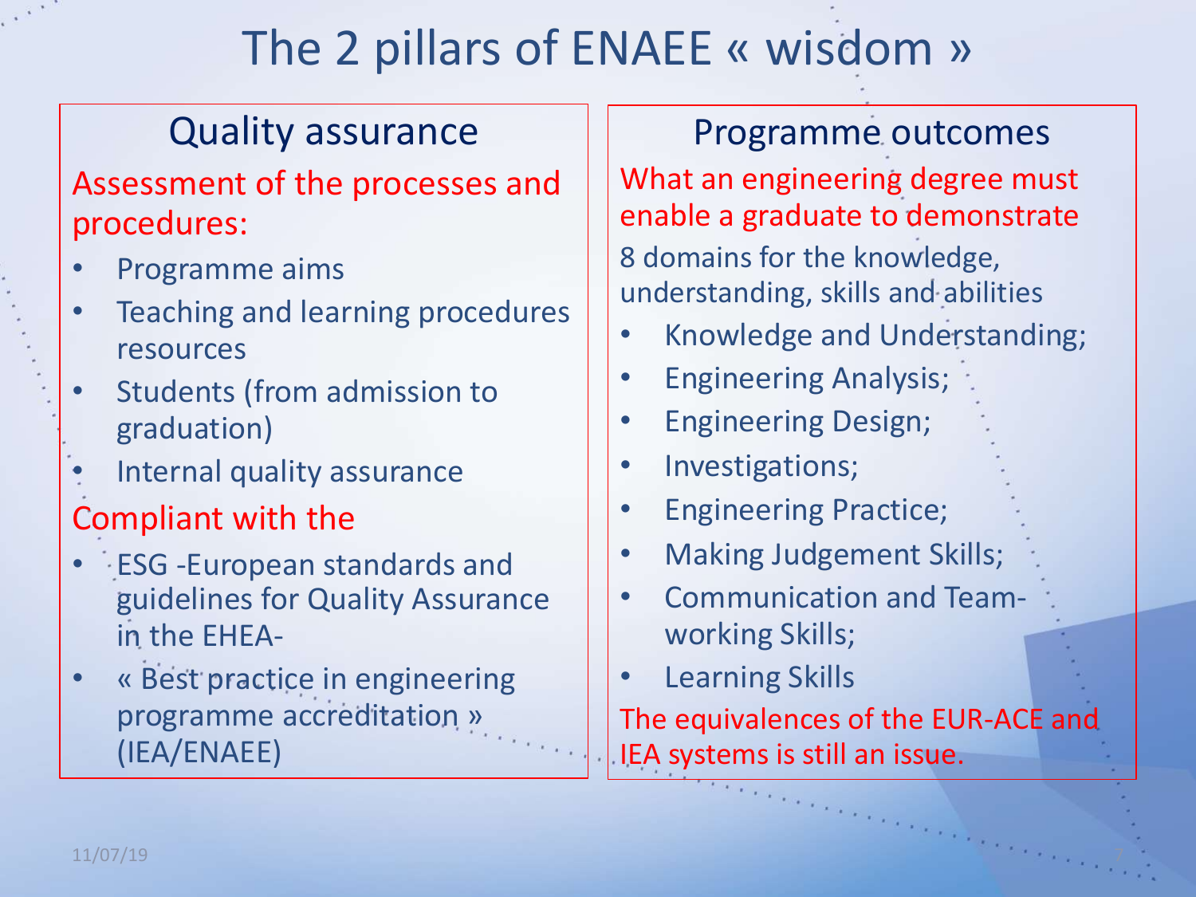# The 2 pillars of ENAEE « wisdom »

## Quality assurance

Assessment of the processes and procedures:

- Programme aims
- Teaching and learning procedures resources
- Students (from admission to graduation)
- Internal quality assurance

Compliant with the

- ESG -European standards and guidelines for Quality Assurance in the EHEA-
- « Best practice in engineering programme accreditation » (IEA/ENAEE)

## Programme outcomes

What an engineering degree must enable a graduate to demonstrate

8 domains for the knowledge, understanding, skills and abilities

- Knowledge and Understanding;
- Engineering Analysis;
- Engineering Design;
- Investigations;
- Engineering Practice;
- Making Judgement Skills;
- Communication and Team-working Skills;
- Learning Skills

The equivalences of the EUR-ACE and IEA systems is still an issue.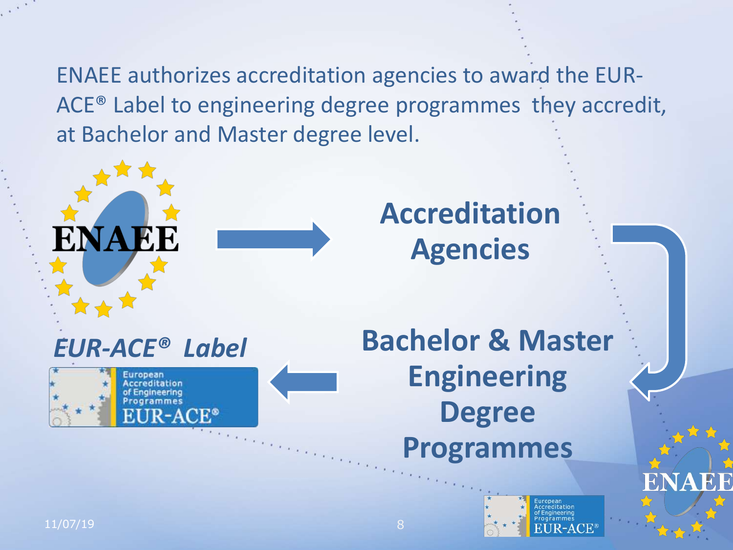ENAEE authorizes accreditation agencies to award the EUR-ACE® Label to engineering degree programmes they accredit, at Bachelor and Master degree level.

ENAEE

**Accreditation Agencies**

**Bachelor & Master Engineering Degree Programmes**

***EUR-ACE® Label***

European Accreditation of Engineering Programmes EUR-ACE®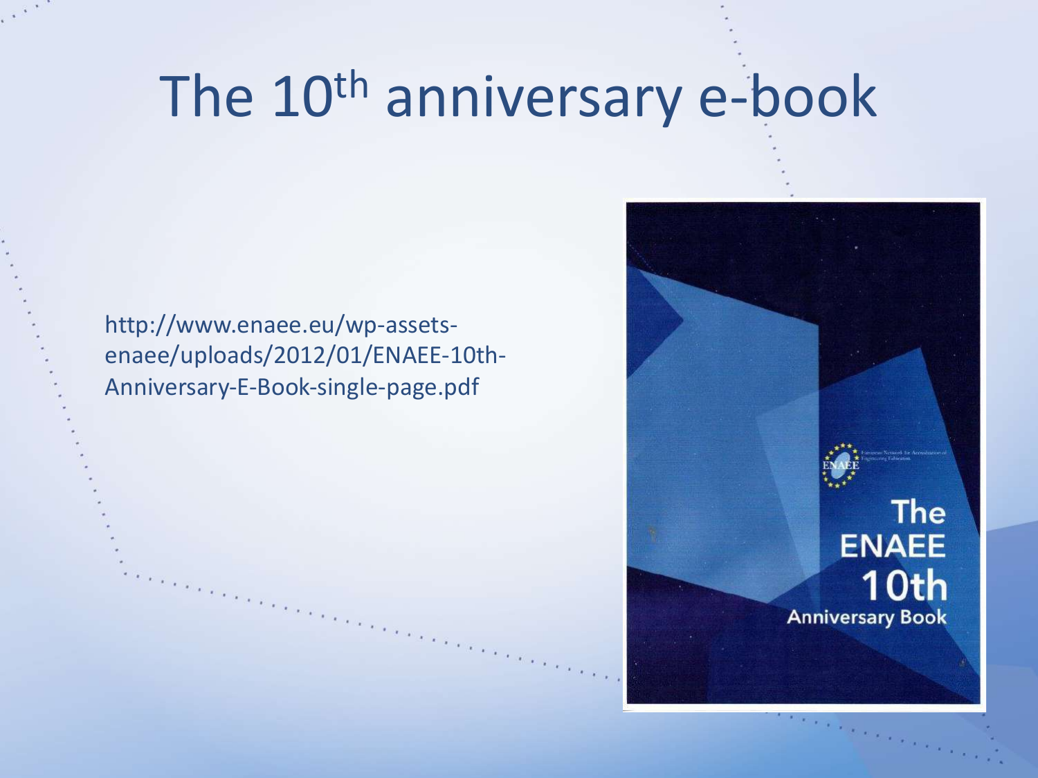# The 10th anniversary e-book

http://www.enaee.eu/wp-assets-enaee/uploads/2012/01/ENAEE-10th-Anniversary-E-Book-single-page.pdf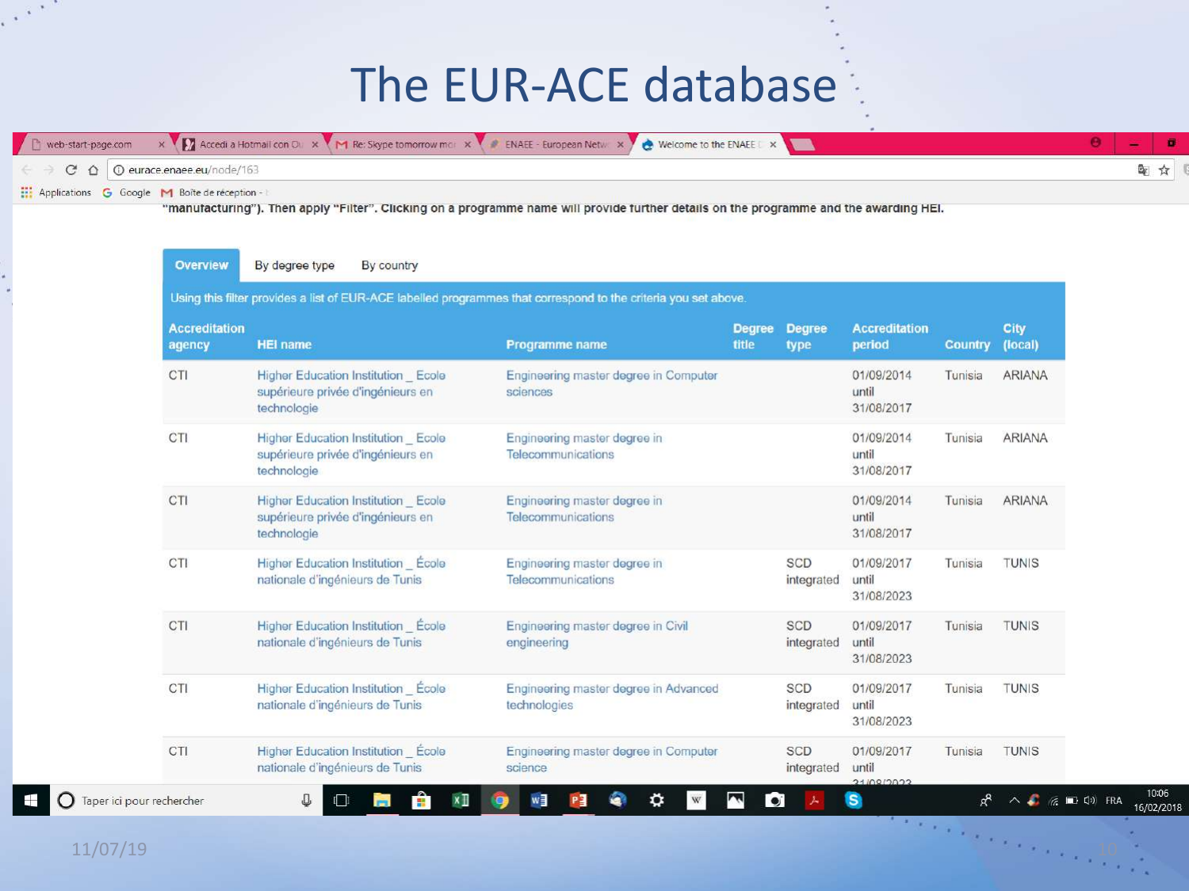# The EUR-ACE database

"manufacturing"). Then apply "Filter". Clicking on a programme name will provide further details on the programme and the awarding HEI.

Overview | By degree type | By country

Using this filter provides a list of EUR-ACE labelled programmes that correspond to the criteria you set above.

| Accreditation agency | HEI name | Programme name | Degree title | Degree type | Accreditation period | Country | City (local) |
|---|---|---|---|---|---|---|---|
| CTI | Higher Education Institution _ Ecole supérieure privée d'ingénieurs en technologie | Engineering master degree in Computer sciences | | | 01/09/2014 until 31/08/2017 | Tunisia | ARIANA |
| CTI | Higher Education Institution _ Ecole supérieure privée d'ingénieurs en technologie | Engineering master degree in Telecommunications | | | 01/09/2014 until 31/08/2017 | Tunisia | ARIANA |
| CTI | Higher Education Institution _ Ecole supérieure privée d'ingénieurs en technologie | Engineering master degree in Telecommunications | | | 01/09/2014 until 31/08/2017 | Tunisia | ARIANA |
| CTI | Higher Education Institution _ École nationale d'ingénieurs de Tunis | Engineering master degree in Telecommunications | | SCD integrated | 01/09/2017 until 31/08/2023 | Tunisia | TUNIS |
| CTI | Higher Education Institution _ École nationale d'ingénieurs de Tunis | Engineering master degree in Civil engineering | | SCD integrated | 01/09/2017 until 31/08/2023 | Tunisia | TUNIS |
| CTI | Higher Education Institution _ École nationale d'ingénieurs de Tunis | Engineering master degree in Advanced technologies | | SCD integrated | 01/09/2017 until 31/08/2023 | Tunisia | TUNIS |
| CTI | Higher Education Institution _ École nationale d'ingénieurs de Tunis | Engineering master degree in Computer science | | SCD integrated | 01/09/2017 until 31/08/2023 | Tunisia | TUNIS |

11/07/19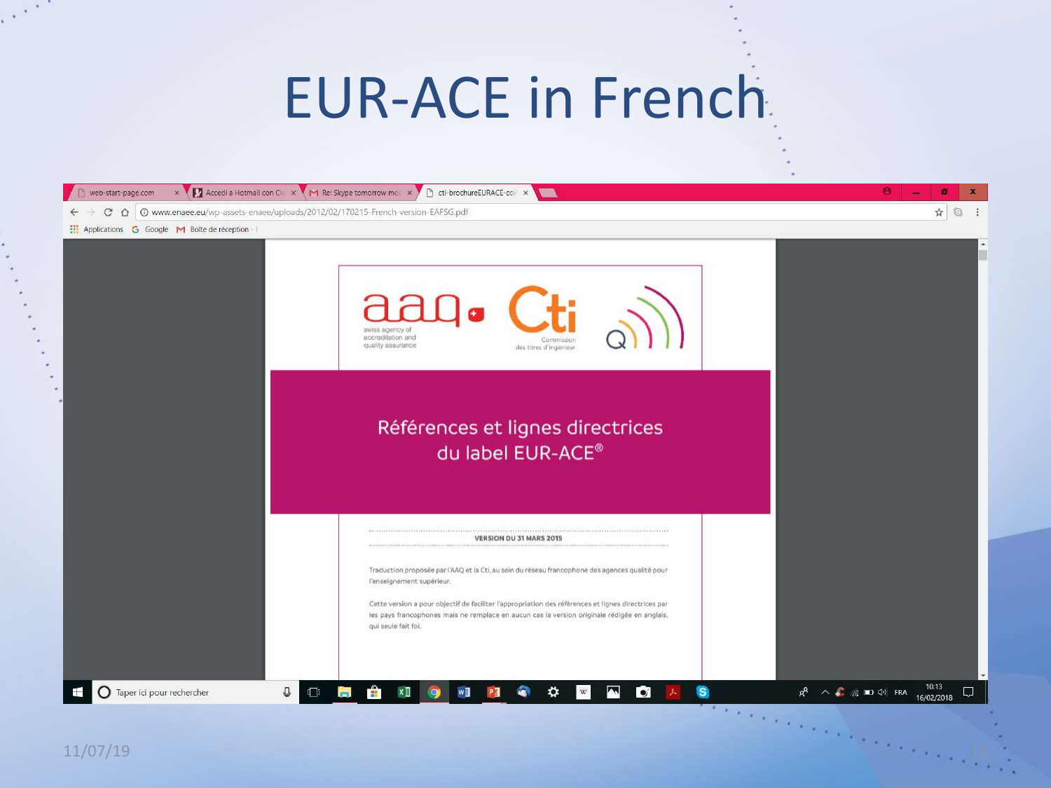# EUR-ACE in French

www.enaee.eu/wp-assets-enaee/uploads/2012/02/170215-French-version-EAFSG.pdf

aaq — swiss agency of accreditation and quality assurance

Cti — Commission des titres d'ingénieur

## Références et lignes directrices du label EUR-ACE®

**VERSION DU 31 MARS 2015**

Traduction proposée par l'AAQ et la Cti, au sein du réseau francophone des agences qualité pour l'enseignement supérieur.

Cette version a pour objectif de faciliter l'appropriation des références et lignes directrices par les pays francophones mais ne remplace en aucun cas la version originale rédigée en anglais, qui seule fait foi.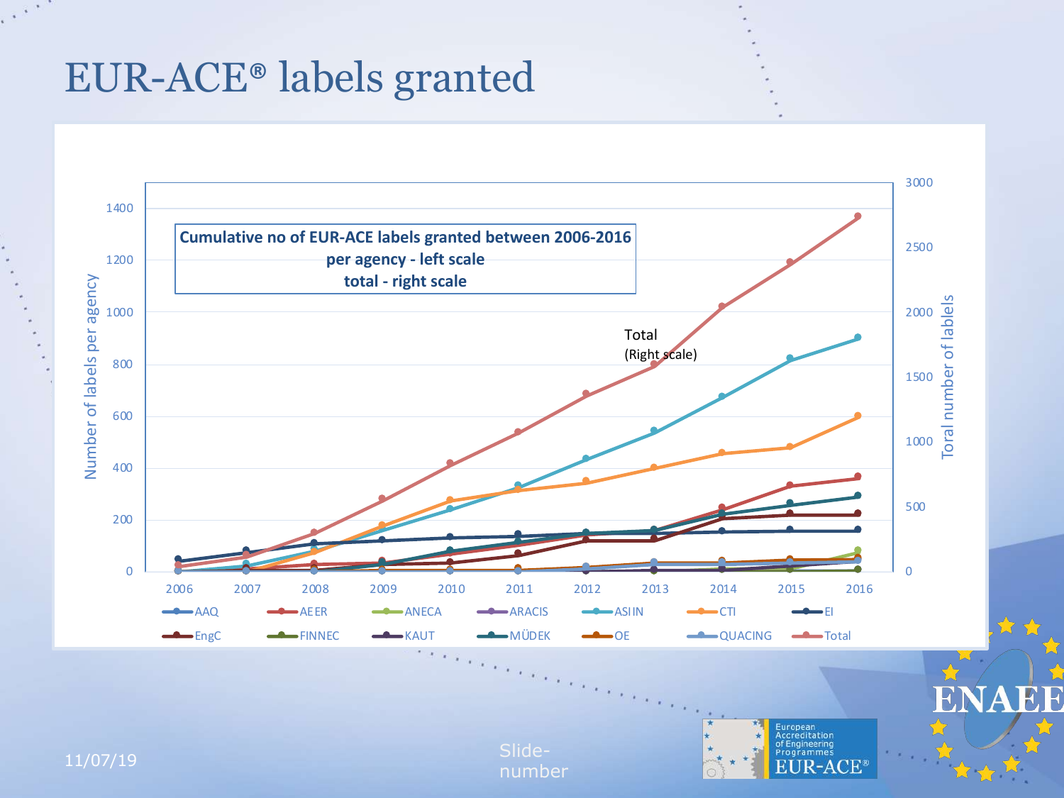# EUR-ACE® labels granted

**Cumulative no of EUR-ACE labels granted between 2006-2016**
**per agency - left scale**
**total - right scale**

Total
(Right scale)

Number of labels per agency

Toral number of lablels

2006 2007 2008 2009 2010 2011 2012 2013 2014 2015 2016

AAQ, AEER, ANECA, ARACIS, ASIIN, CTI, EI, EngC, FINNEC, KAUT, MÜDEK, OE, QUACING, Total

11/07/19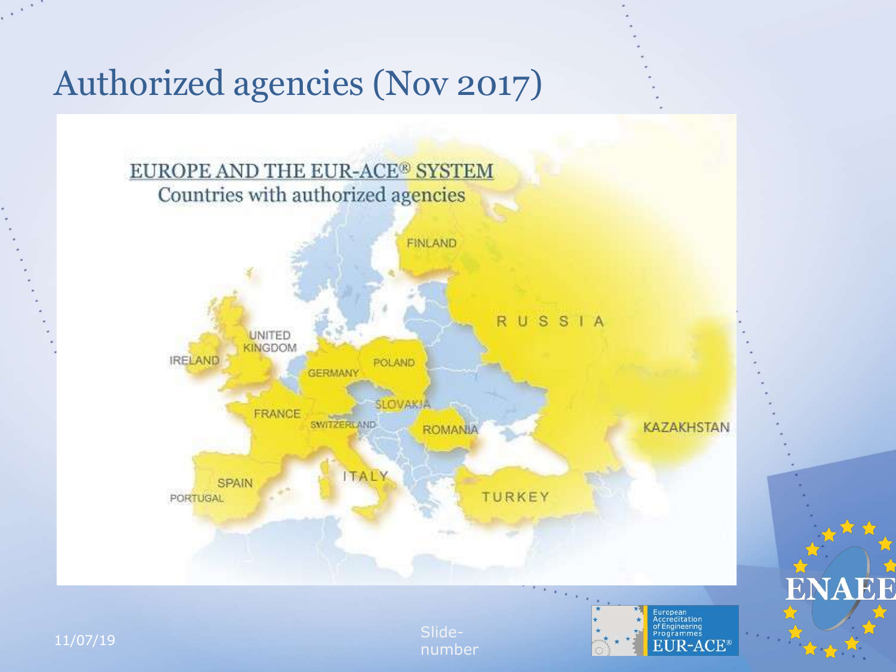# Authorized agencies (Nov 2017)

EUROPE AND THE EUR-ACE® SYSTEM
Countries with authorized agencies

FINLAND

RUSSIA

UNITED KINGDOM

IRELAND

GERMANY

POLAND

SLOVAKIA

FRANCE

SWITZERLAND

ROMANIA

KAZAKHSTAN

ITALY

SPAIN

PORTUGAL

TURKEY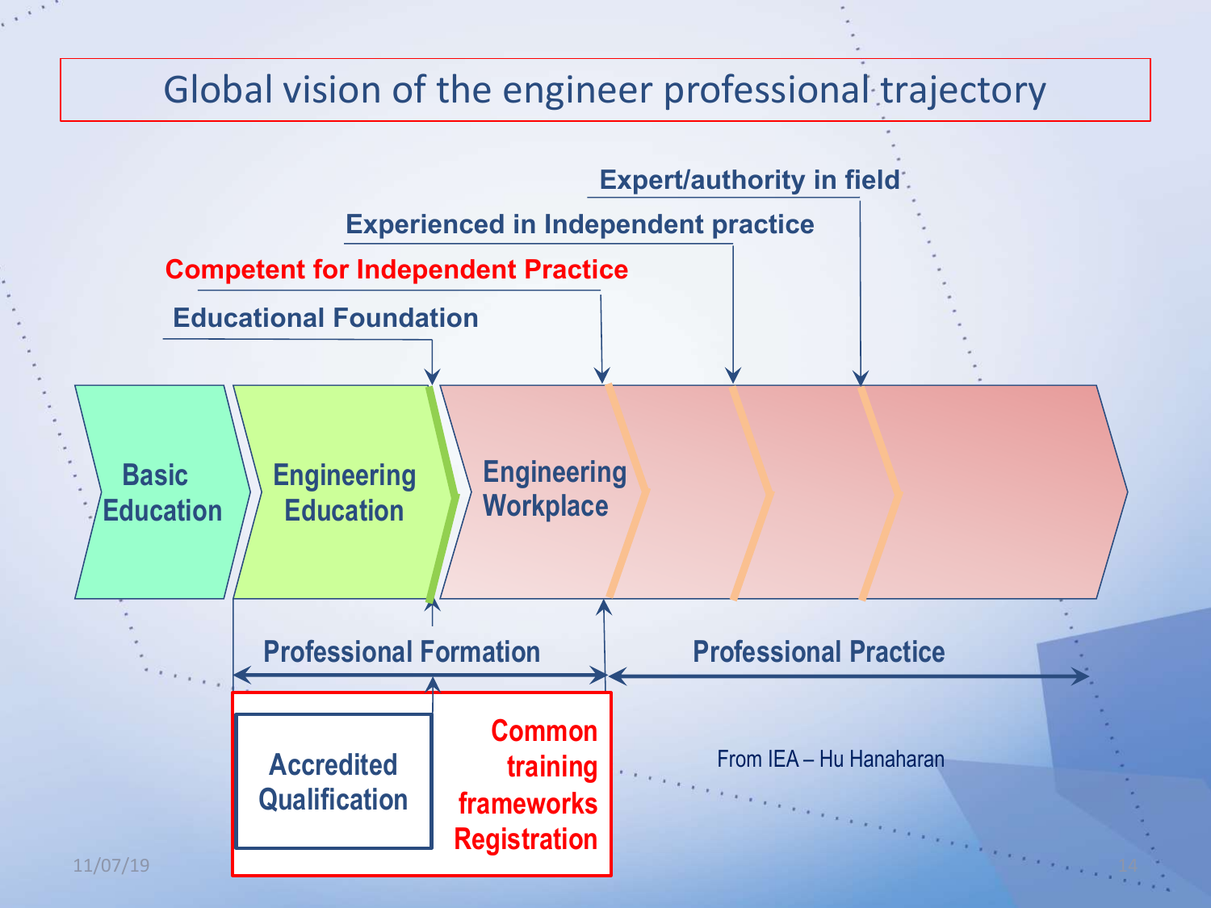# Global vision of the engineer professional trajectory

Expert/authority in field

Experienced in Independent practice

Competent for Independent Practice

Educational Foundation

Basic Education

Engineering Education

Engineering Workplace

Professional Formation

Professional Practice

Accredited Qualification

Common training frameworks Registration

From IEA – Hu Hanaharan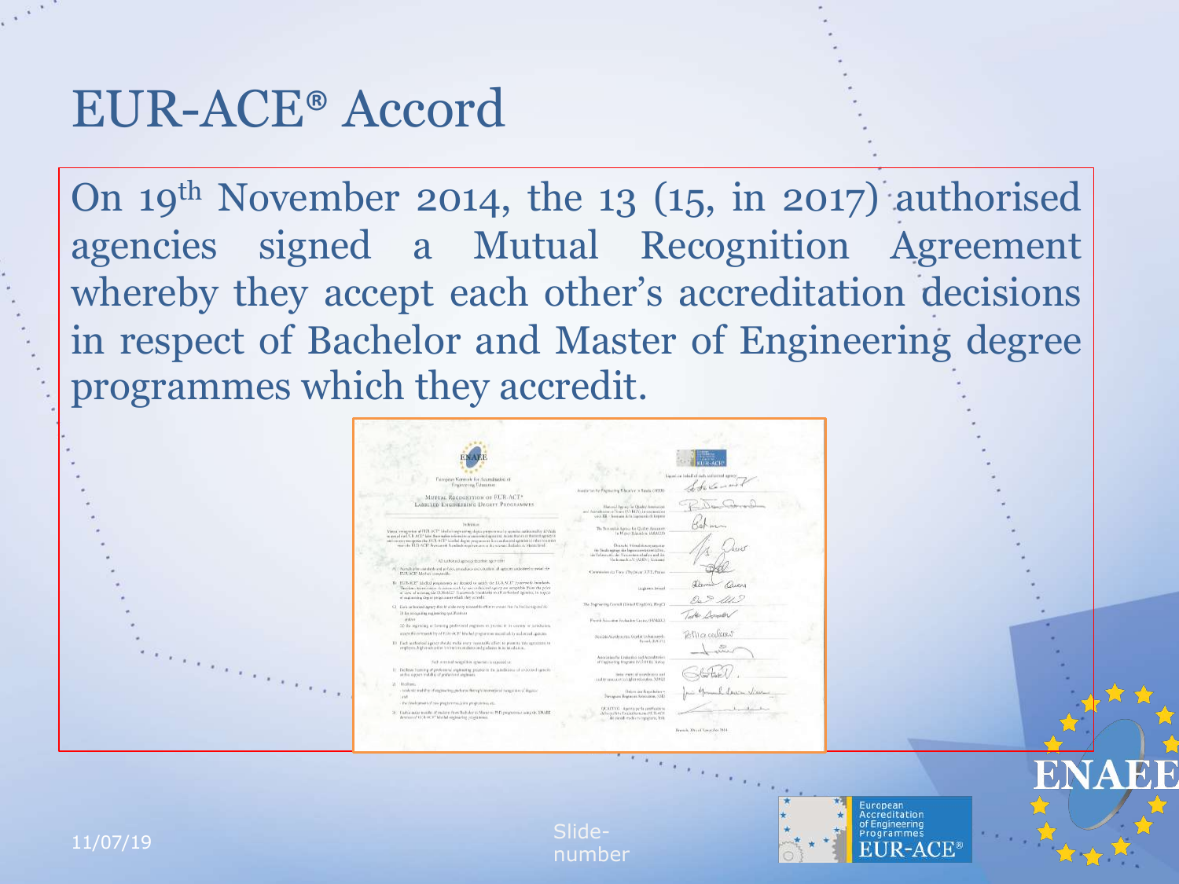# EUR-ACE® Accord

On 19th November 2014, the 13 (15, in 2017) authorised agencies signed a Mutual Recognition Agreement whereby they accept each other's accreditation decisions in respect of Bachelor and Master of Engineering degree programmes which they accredit.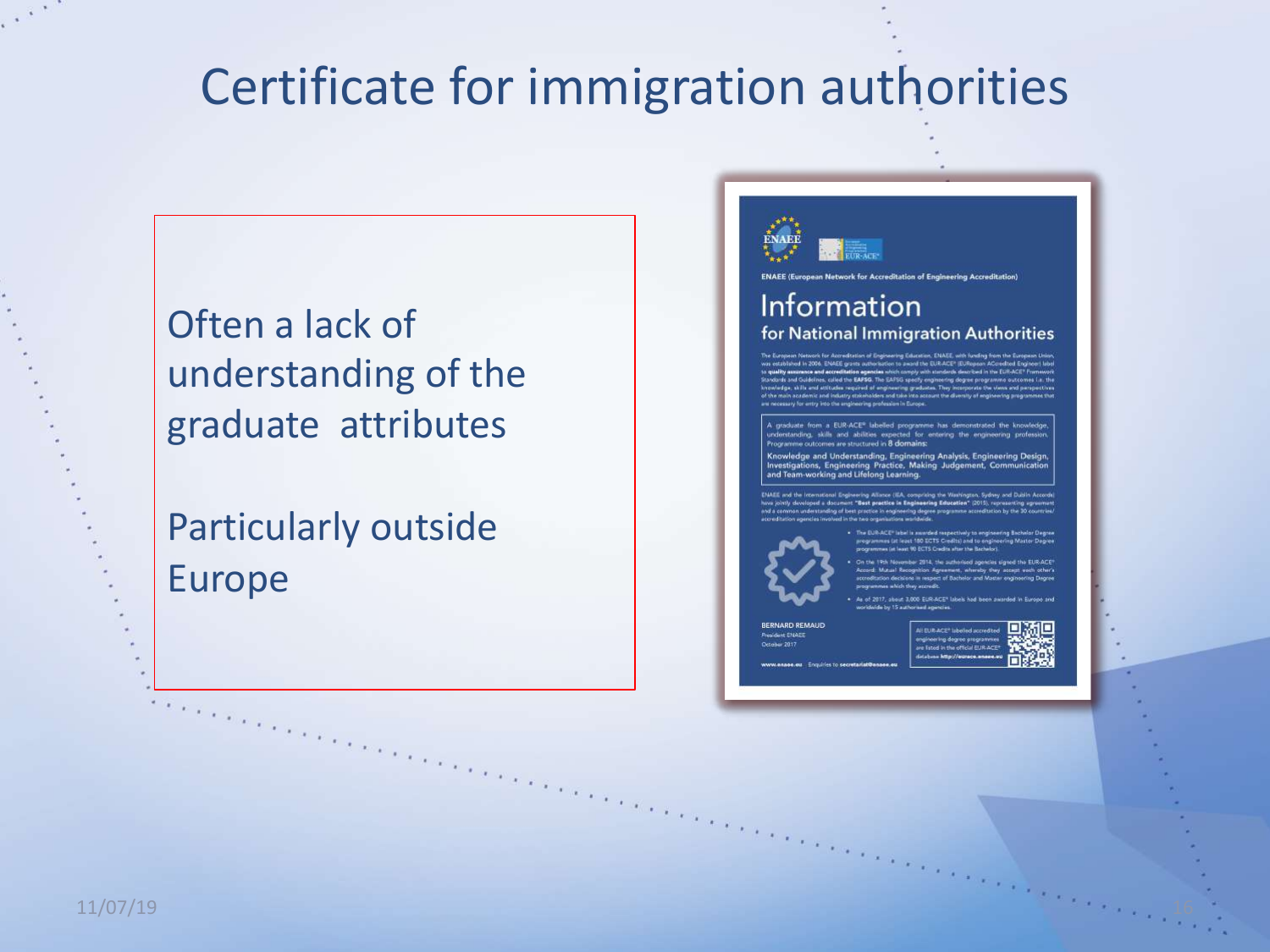# Certificate for immigration authorities

Often a lack of understanding of the graduate attributes

Particularly outside Europe

ENAEE (European Network for Accreditation of Engineering Accreditation)

## Information
### for National Immigration Authorities

The European Network for Accreditation of Engineering Education, ENAEE, with funding from the European Union, was established in 2006. ENAEE grants authorisation to award the EUR-ACE® (EURopean ACcredited Engineer) label to **quality assurance and accreditation agencies** which comply with standards described in the EUR-ACE® Framework Standards and Guidelines, called the **EAFSG**. The EAFSG specify engineering degree programme outcomes i.e. the knowledge, skills and attitudes required of engineering graduates. They incorporate the views and perspectives of the main academic and industry stakeholders and take into account the diversity of engineering programmes that are necessary for entry into the engineering profession in Europe.

A graduate from a EUR-ACE® labelled programme has demonstrated the knowledge, understanding, skills and abilities expected for entering the engineering profession. Programme outcomes are structured in **8 domains**:

Knowledge and Understanding, Engineering Analysis, Engineering Design, Investigations, Engineering Practice, Making Judgement, Communication and Team-working and Lifelong Learning.

ENAEE and the International Engineering Alliance (IEA, comprising the Washington, Sydney and Dublin Accords) have jointly developed a document **"Best practice in Engineering Education"** (2015), representing agreement and a common understanding of best practice in engineering degree programme accreditation by the 30 countries/accreditation agencies involved in the two organisations worldwide.

- The EUR-ACE® label is awarded respectively to engineering Bachelor Degree programmes (at least 180 ECTS Credits) and to engineering Master Degree programmes (at least 90 ECTS Credits after the Bachelor).
- On the 19th November 2014, the authorised agencies signed the EUR-ACE® Accord: Mutual Recognition Agreement, whereby they accept each other's accreditation decisions in respect of Bachelor and Master engineering Degree programmes which they accredit.
- As of 2017, about 3,000 EUR-ACE® labels had been awarded in Europe and worldwide by 15 authorised agencies.

BERNARD REMAUD
President ENAEE
October 2017

All EUR-ACE® labelled accredited engineering degree programmes are listed in the official EUR-ACE® database **http://eurace.enaee.eu**

**www.enaee.eu** Enquiries to **secretariat@enaee.eu**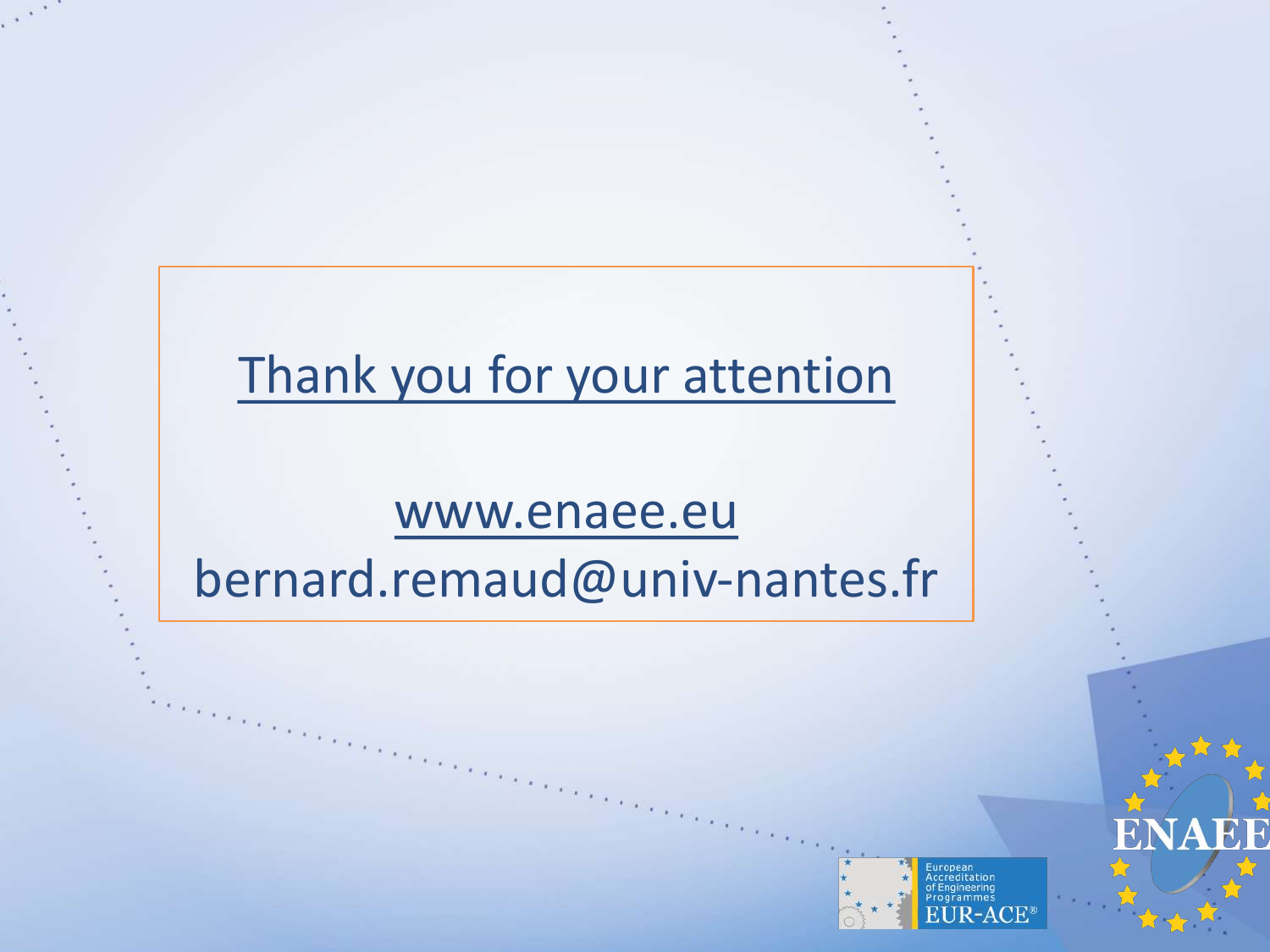Thank you for your attention

www.enaee.eu

bernard.remaud@univ-nantes.fr

European Accreditation of Engineering Programmes EUR-ACE®

ENAEE